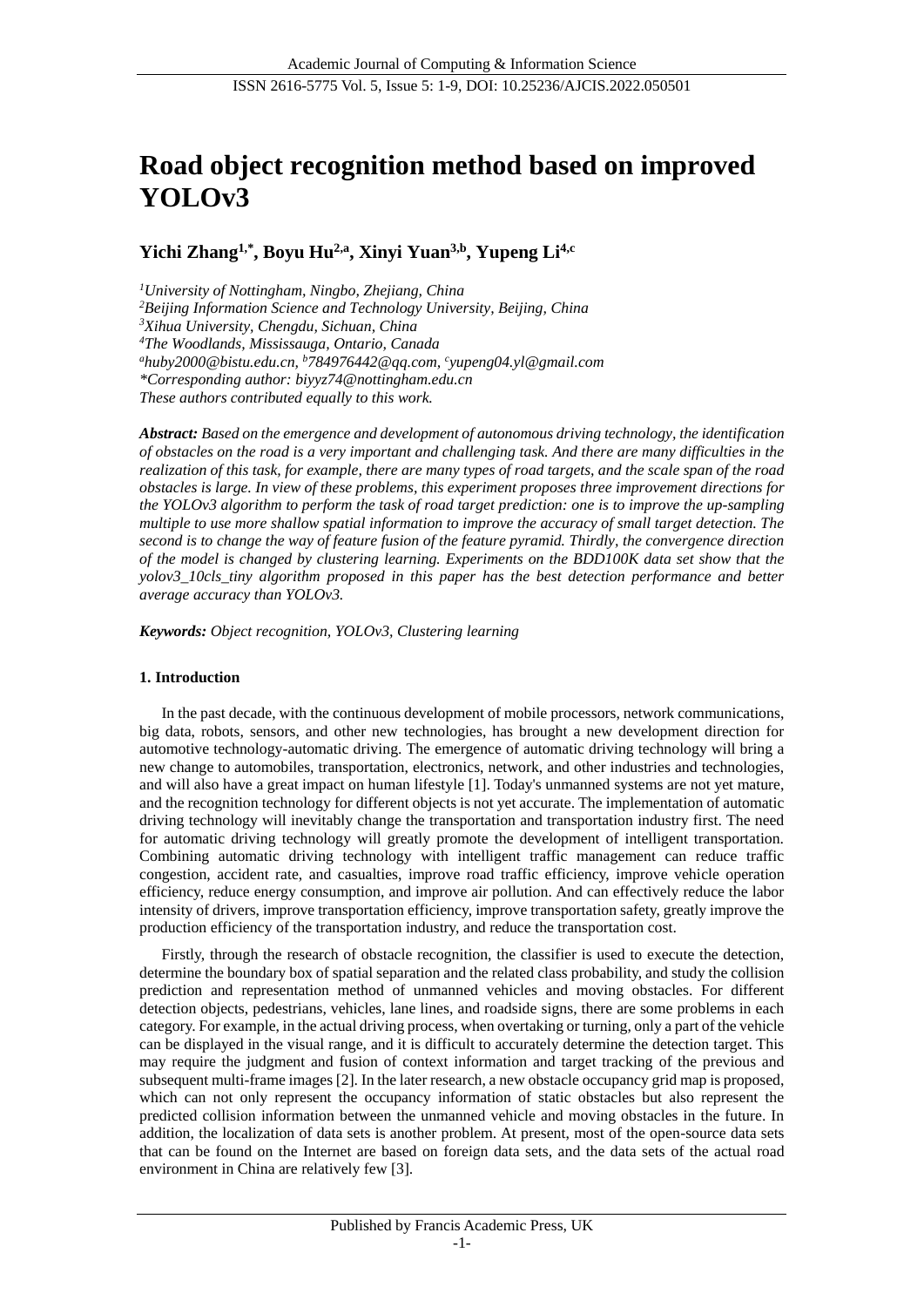# Road object recognition method based on improved YOLOv3

**Yichi Zhang[1,*], Boyu Hu[2,a], Xinyi Yuan[3,b], Yupeng Li[4,c]**

*[1]University of Nottingham, Ningbo, Zhejiang, China*
*[2]Beijing Information Science and Technology University, Beijing, China*
*[3]Xihua University, Chengdu, Sichuan, China*
*[4]The Woodlands, Mississauga, Ontario, Canada*
*[a]huby2000@bistu.edu.cn, [b]784976442@qq.com, [c]yupeng04.yl@gmail.com*
*\*Corresponding author: biyyz74@nottingham.edu.cn*
*These authors contributed equally to this work.*

***Abstract:*** *Based on the emergence and development of autonomous driving technology, the identification of obstacles on the road is a very important and challenging task. And there are many difficulties in the realization of this task, for example, there are many types of road targets, and the scale span of the road obstacles is large. In view of these problems, this experiment proposes three improvement directions for the YOLOv3 algorithm to perform the task of road target prediction: one is to improve the up-sampling multiple to use more shallow spatial information to improve the accuracy of small target detection. The second is to change the way of feature fusion of the feature pyramid. Thirdly, the convergence direction of the model is changed by clustering learning. Experiments on the BDD100K data set show that the yolov3_10cls_tiny algorithm proposed in this paper has the best detection performance and better average accuracy than YOLOv3.*

***Keywords:*** *Object recognition, YOLOv3, Clustering learning*

## 1. Introduction

In the past decade, with the continuous development of mobile processors, network communications, big data, robots, sensors, and other new technologies, has brought a new development direction for automotive technology-automatic driving. The emergence of automatic driving technology will bring a new change to automobiles, transportation, electronics, network, and other industries and technologies, and will also have a great impact on human lifestyle [1]. Today's unmanned systems are not yet mature, and the recognition technology for different objects is not yet accurate. The implementation of automatic driving technology will inevitably change the transportation and transportation industry first. The need for automatic driving technology will greatly promote the development of intelligent transportation. Combining automatic driving technology with intelligent traffic management can reduce traffic congestion, accident rate, and casualties, improve road traffic efficiency, improve vehicle operation efficiency, reduce energy consumption, and improve air pollution. And can effectively reduce the labor intensity of drivers, improve transportation efficiency, improve transportation safety, greatly improve the production efficiency of the transportation industry, and reduce the transportation cost.

Firstly, through the research of obstacle recognition, the classifier is used to execute the detection, determine the boundary box of spatial separation and the related class probability, and study the collision prediction and representation method of unmanned vehicles and moving obstacles. For different detection objects, pedestrians, vehicles, lane lines, and roadside signs, there are some problems in each category. For example, in the actual driving process, when overtaking or turning, only a part of the vehicle can be displayed in the visual range, and it is difficult to accurately determine the detection target. This may require the judgment and fusion of context information and target tracking of the previous and subsequent multi-frame images [2]. In the later research, a new obstacle occupancy grid map is proposed, which can not only represent the occupancy information of static obstacles but also represent the predicted collision information between the unmanned vehicle and moving obstacles in the future. In addition, the localization of data sets is another problem. At present, most of the open-source data sets that can be found on the Internet are based on foreign data sets, and the data sets of the actual road environment in China are relatively few [3].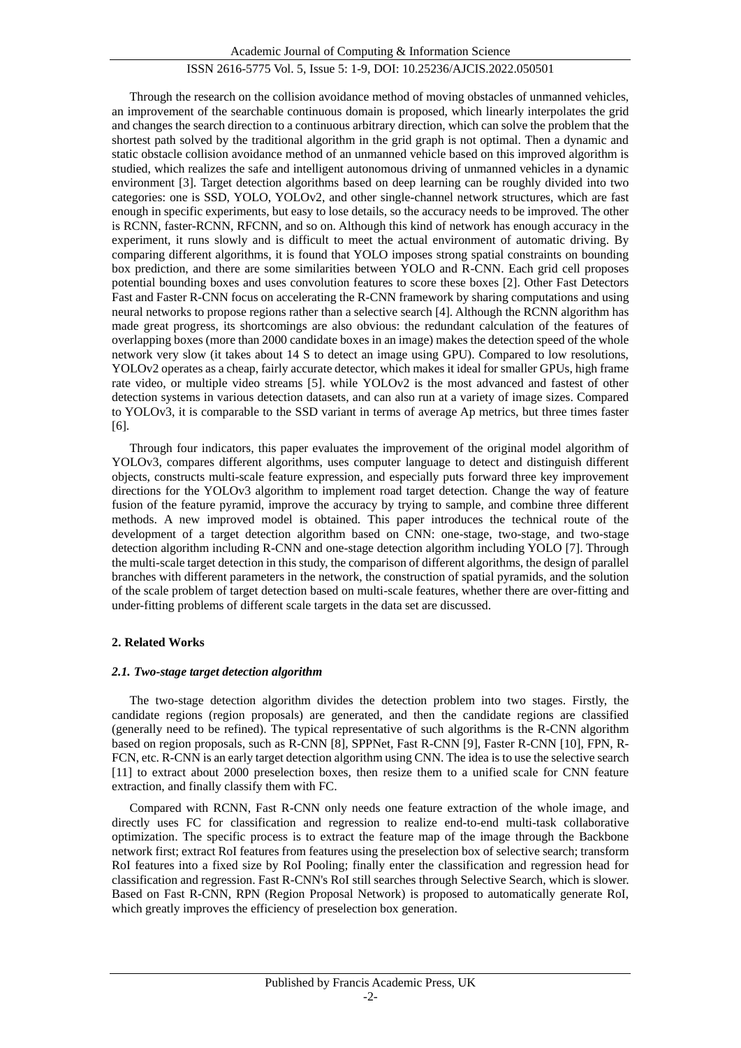Through the research on the collision avoidance method of moving obstacles of unmanned vehicles, an improvement of the searchable continuous domain is proposed, which linearly interpolates the grid and changes the search direction to a continuous arbitrary direction, which can solve the problem that the shortest path solved by the traditional algorithm in the grid graph is not optimal. Then a dynamic and static obstacle collision avoidance method of an unmanned vehicle based on this improved algorithm is studied, which realizes the safe and intelligent autonomous driving of unmanned vehicles in a dynamic environment [3]. Target detection algorithms based on deep learning can be roughly divided into two categories: one is SSD, YOLO, YOLOv2, and other single-channel network structures, which are fast enough in specific experiments, but easy to lose details, so the accuracy needs to be improved. The other is RCNN, faster-RCNN, RFCNN, and so on. Although this kind of network has enough accuracy in the experiment, it runs slowly and is difficult to meet the actual environment of automatic driving. By comparing different algorithms, it is found that YOLO imposes strong spatial constraints on bounding box prediction, and there are some similarities between YOLO and R-CNN. Each grid cell proposes potential bounding boxes and uses convolution features to score these boxes [2]. Other Fast Detectors Fast and Faster R-CNN focus on accelerating the R-CNN framework by sharing computations and using neural networks to propose regions rather than a selective search [4]. Although the RCNN algorithm has made great progress, its shortcomings are also obvious: the redundant calculation of the features of overlapping boxes (more than 2000 candidate boxes in an image) makes the detection speed of the whole network very slow (it takes about 14 S to detect an image using GPU). Compared to low resolutions, YOLOv2 operates as a cheap, fairly accurate detector, which makes it ideal for smaller GPUs, high frame rate video, or multiple video streams [5]. while YOLOv2 is the most advanced and fastest of other detection systems in various detection datasets, and can also run at a variety of image sizes. Compared to YOLOv3, it is comparable to the SSD variant in terms of average Ap metrics, but three times faster [6].

Through four indicators, this paper evaluates the improvement of the original model algorithm of YOLOv3, compares different algorithms, uses computer language to detect and distinguish different objects, constructs multi-scale feature expression, and especially puts forward three key improvement directions for the YOLOv3 algorithm to implement road target detection. Change the way of feature fusion of the feature pyramid, improve the accuracy by trying to sample, and combine three different methods. A new improved model is obtained. This paper introduces the technical route of the development of a target detection algorithm based on CNN: one-stage, two-stage, and two-stage detection algorithm including R-CNN and one-stage detection algorithm including YOLO [7]. Through the multi-scale target detection in this study, the comparison of different algorithms, the design of parallel branches with different parameters in the network, the construction of spatial pyramids, and the solution of the scale problem of target detection based on multi-scale features, whether there are over-fitting and under-fitting problems of different scale targets in the data set are discussed.

## 2. Related Works

### *2.1. Two-stage target detection algorithm*

The two-stage detection algorithm divides the detection problem into two stages. Firstly, the candidate regions (region proposals) are generated, and then the candidate regions are classified (generally need to be refined). The typical representative of such algorithms is the R-CNN algorithm based on region proposals, such as R-CNN [8], SPPNet, Fast R-CNN [9], Faster R-CNN [10], FPN, R-FCN, etc. R-CNN is an early target detection algorithm using CNN. The idea is to use the selective search [11] to extract about 2000 preselection boxes, then resize them to a unified scale for CNN feature extraction, and finally classify them with FC.

Compared with RCNN, Fast R-CNN only needs one feature extraction of the whole image, and directly uses FC for classification and regression to realize end-to-end multi-task collaborative optimization. The specific process is to extract the feature map of the image through the Backbone network first; extract RoI features from features using the preselection box of selective search; transform RoI features into a fixed size by RoI Pooling; finally enter the classification and regression head for classification and regression. Fast R-CNN's RoI still searches through Selective Search, which is slower. Based on Fast R-CNN, RPN (Region Proposal Network) is proposed to automatically generate RoI, which greatly improves the efficiency of preselection box generation.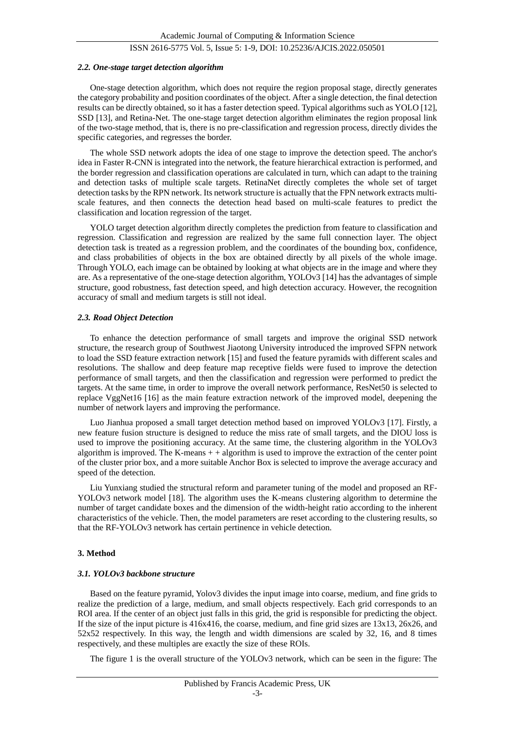### *2.2. One-stage target detection algorithm*

One-stage detection algorithm, which does not require the region proposal stage, directly generates the category probability and position coordinates of the object. After a single detection, the final detection results can be directly obtained, so it has a faster detection speed. Typical algorithms such as YOLO [12], SSD [13], and Retina-Net. The one-stage target detection algorithm eliminates the region proposal link of the two-stage method, that is, there is no pre-classification and regression process, directly divides the specific categories, and regresses the border.

The whole SSD network adopts the idea of one stage to improve the detection speed. The anchor's idea in Faster R-CNN is integrated into the network, the feature hierarchical extraction is performed, and the border regression and classification operations are calculated in turn, which can adapt to the training and detection tasks of multiple scale targets. RetinaNet directly completes the whole set of target detection tasks by the RPN network. Its network structure is actually that the FPN network extracts multi-scale features, and then connects the detection head based on multi-scale features to predict the classification and location regression of the target.

YOLO target detection algorithm directly completes the prediction from feature to classification and regression. Classification and regression are realized by the same full connection layer. The object detection task is treated as a regression problem, and the coordinates of the bounding box, confidence, and class probabilities of objects in the box are obtained directly by all pixels of the whole image. Through YOLO, each image can be obtained by looking at what objects are in the image and where they are. As a representative of the one-stage detection algorithm, YOLOv3 [14] has the advantages of simple structure, good robustness, fast detection speed, and high detection accuracy. However, the recognition accuracy of small and medium targets is still not ideal.

### *2.3. Road Object Detection*

To enhance the detection performance of small targets and improve the original SSD network structure, the research group of Southwest Jiaotong University introduced the improved SFPN network to load the SSD feature extraction network [15] and fused the feature pyramids with different scales and resolutions. The shallow and deep feature map receptive fields were fused to improve the detection performance of small targets, and then the classification and regression were performed to predict the targets. At the same time, in order to improve the overall network performance, ResNet50 is selected to replace VggNet16 [16] as the main feature extraction network of the improved model, deepening the number of network layers and improving the performance.

Luo Jianhua proposed a small target detection method based on improved YOLOv3 [17]. Firstly, a new feature fusion structure is designed to reduce the miss rate of small targets, and the DIOU loss is used to improve the positioning accuracy. At the same time, the clustering algorithm in the YOLOv3 algorithm is improved. The K-means + + algorithm is used to improve the extraction of the center point of the cluster prior box, and a more suitable Anchor Box is selected to improve the average accuracy and speed of the detection.

Liu Yunxiang studied the structural reform and parameter tuning of the model and proposed an RF-YOLOv3 network model [18]. The algorithm uses the K-means clustering algorithm to determine the number of target candidate boxes and the dimension of the width-height ratio according to the inherent characteristics of the vehicle. Then, the model parameters are reset according to the clustering results, so that the RF-YOLOv3 network has certain pertinence in vehicle detection.

## 3. Method

### *3.1. YOLOv3 backbone structure*

Based on the feature pyramid, Yolov3 divides the input image into coarse, medium, and fine grids to realize the prediction of a large, medium, and small objects respectively. Each grid corresponds to an ROI area. If the center of an object just falls in this grid, the grid is responsible for predicting the object. If the size of the input picture is 416x416, the coarse, medium, and fine grid sizes are 13x13, 26x26, and 52x52 respectively. In this way, the length and width dimensions are scaled by 32, 16, and 8 times respectively, and these multiples are exactly the size of these ROIs.

The figure 1 is the overall structure of the YOLOv3 network, which can be seen in the figure: The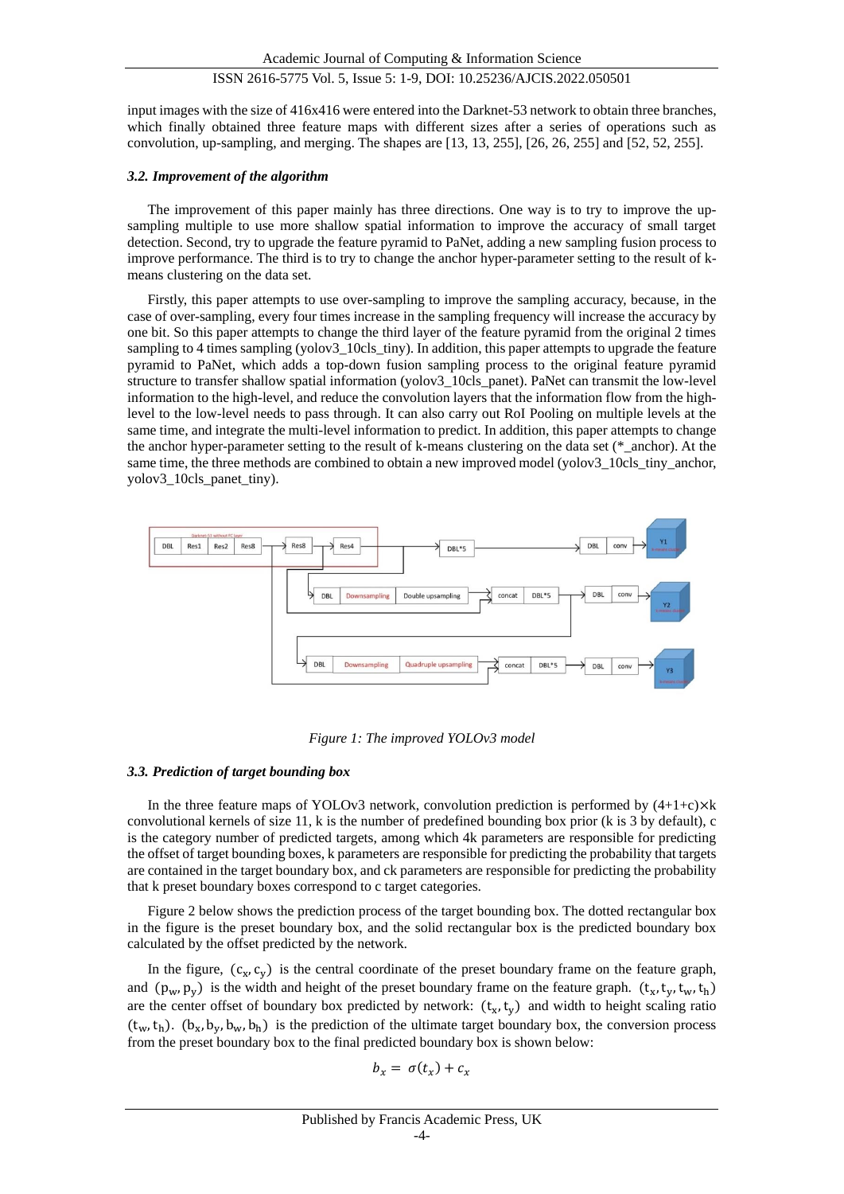input images with the size of 416x416 were entered into the Darknet-53 network to obtain three branches, which finally obtained three feature maps with different sizes after a series of operations such as convolution, up-sampling, and merging. The shapes are [13, 13, 255], [26, 26, 255] and [52, 52, 255].

### 3.2. Improvement of the algorithm

The improvement of this paper mainly has three directions. One way is to try to improve the up-sampling multiple to use more shallow spatial information to improve the accuracy of small target detection. Second, try to upgrade the feature pyramid to PaNet, adding a new sampling fusion process to improve performance. The third is to try to change the anchor hyper-parameter setting to the result of k-means clustering on the data set.

Firstly, this paper attempts to use over-sampling to improve the sampling accuracy, because, in the case of over-sampling, every four times increase in the sampling frequency will increase the accuracy by one bit. So this paper attempts to change the third layer of the feature pyramid from the original 2 times sampling to 4 times sampling (yolov3_10cls_tiny). In addition, this paper attempts to upgrade the feature pyramid to PaNet, which adds a top-down fusion sampling process to the original feature pyramid structure to transfer shallow spatial information (yolov3_10cls_panet). PaNet can transmit the low-level information to the high-level, and reduce the convolution layers that the information flow from the high-level to the low-level needs to pass through. It can also carry out RoI Pooling on multiple levels at the same time, and integrate the multi-level information to predict. In addition, this paper attempts to change the anchor hyper-parameter setting to the result of k-means clustering on the data set (*_anchor). At the same time, the three methods are combined to obtain a new improved model (yolov3_10cls_tiny_anchor, yolov3_10cls_panet_tiny).

*Figure 1: The improved YOLOv3 model*

### 3.3. Prediction of target bounding box

In the three feature maps of YOLOv3 network, convolution prediction is performed by $(4+1+c)\times k$ convolutional kernels of size 11, k is the number of predefined bounding box prior (k is 3 by default), c is the category number of predicted targets, among which 4k parameters are responsible for predicting the offset of target bounding boxes, k parameters are responsible for predicting the probability that targets are contained in the target boundary box, and ck parameters are responsible for predicting the probability that k preset boundary boxes correspond to c target categories.

Figure 2 below shows the prediction process of the target bounding box. The dotted rectangular box in the figure is the preset boundary box, and the solid rectangular box is the predicted boundary box calculated by the offset predicted by the network.

In the figure, $(c_x, c_y)$ is the central coordinate of the preset boundary frame on the feature graph, and $(p_w, p_y)$ is the width and height of the preset boundary frame on the feature graph. $(t_x, t_y, t_w, t_h)$ are the center offset of boundary box predicted by network: $(t_x, t_y)$ and width to height scaling ratio $(t_w, t_h)$. $(b_x, b_y, b_w, b_h)$ is the prediction of the ultimate target boundary box, the conversion process from the preset boundary box to the final predicted boundary box is shown below:

$$b_x = \sigma(t_x) + c_x$$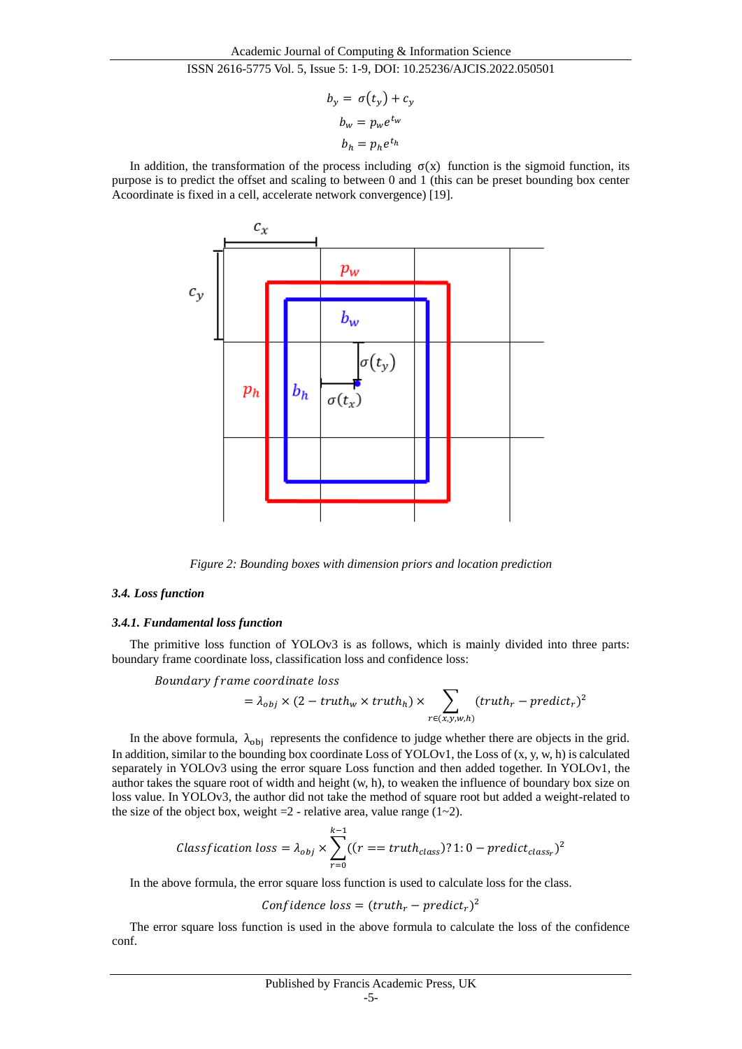$$b_y = \sigma(t_y) + c_y$$

$$b_w = p_w e^{t_w}$$

$$b_h = p_h e^{t_h}$$

In addition, the transformation of the process including $\sigma(x)$ function is the sigmoid function, its purpose is to predict the offset and scaling to between 0 and 1 (this can be preset bounding box center Acoordinate is fixed in a cell, accelerate network convergence) [19].

*Figure 2: Bounding boxes with dimension priors and location prediction*

### 3.4. Loss function

#### 3.4.1. Fundamental loss function

The primitive loss function of YOLOv3 is as follows, which is mainly divided into three parts: boundary frame coordinate loss, classification loss and confidence loss:

$$Boundary\ frame\ coordinate\ loss = \lambda_{obj} \times (2 - truth_w \times truth_h) \times \sum_{r \in (x,y,w,h)} (truth_r - predict_r)^2$$

In the above formula, $\lambda_{obj}$ represents the confidence to judge whether there are objects in the grid. In addition, similar to the bounding box coordinate Loss of YOLOv1, the Loss of (x, y, w, h) is calculated separately in YOLOv3 using the error square Loss function and then added together. In YOLOv1, the author takes the square root of width and height (w, h), to weaken the influence of boundary box size on loss value. In YOLOv3, the author did not take the method of square root but added a weight-related to the size of the object box, weight =2 - relative area, value range (1~2).

$$Classfication\ loss = \lambda_{obj} \times \sum_{r=0}^{k-1} ((r == truth_{class})?1:0 - predict_{class_r})^2$$

In the above formula, the error square loss function is used to calculate loss for the class.

$$Confidence\ loss = (truth_r - predict_r)^2$$

The error square loss function is used in the above formula to calculate the loss of the confidence conf.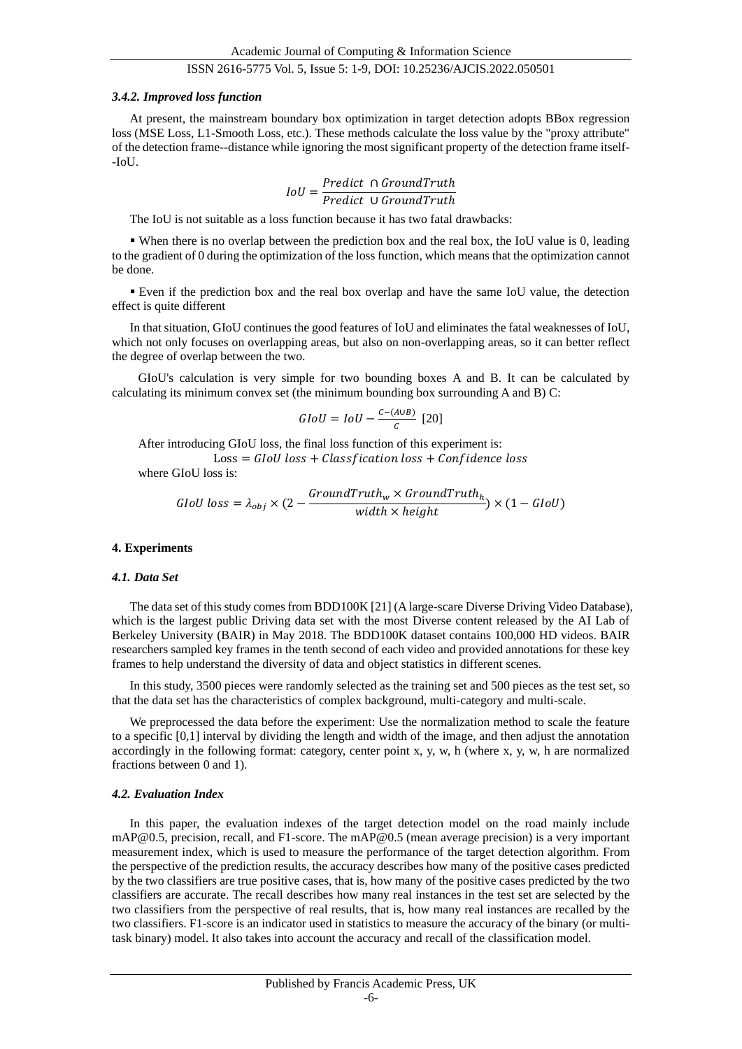### *3.4.2. Improved loss function*

At present, the mainstream boundary box optimization in target detection adopts BBox regression loss (MSE Loss, L1-Smooth Loss, etc.). These methods calculate the loss value by the "proxy attribute" of the detection frame--distance while ignoring the most significant property of the detection frame itself--IoU.

$$IoU = \frac{Predict \cap GroundTruth}{Predict \cup GroundTruth}$$

The IoU is not suitable as a loss function because it has two fatal drawbacks:

- When there is no overlap between the prediction box and the real box, the IoU value is 0, leading to the gradient of 0 during the optimization of the loss function, which means that the optimization cannot be done.

- Even if the prediction box and the real box overlap and have the same IoU value, the detection effect is quite different

In that situation, GIoU continues the good features of IoU and eliminates the fatal weaknesses of IoU, which not only focuses on overlapping areas, but also on non-overlapping areas, so it can better reflect the degree of overlap between the two.

GIoU's calculation is very simple for two bounding boxes A and B. It can be calculated by calculating its minimum convex set (the minimum bounding box surrounding A and B) C:

$$GIoU = IoU - \frac{C-(A\cup B)}{C} \text{ [20]}$$

After introducing GIoU loss, the final loss function of this experiment is:

$$\text{Loss} = GIoU\ loss + Classfication\ loss + Confidence\ loss$$

where GIoU loss is:

$$GIoU\ loss = \lambda_{obj} \times (2 - \frac{GroundTruth_w \times GroundTruth_h}{width \times height}) \times (1 - GIoU)$$

## 4. Experiments

### *4.1. Data Set*

The data set of this study comes from BDD100K [21] (A large-scare Diverse Driving Video Database), which is the largest public Driving data set with the most Diverse content released by the AI Lab of Berkeley University (BAIR) in May 2018. The BDD100K dataset contains 100,000 HD videos. BAIR researchers sampled key frames in the tenth second of each video and provided annotations for these key frames to help understand the diversity of data and object statistics in different scenes.

In this study, 3500 pieces were randomly selected as the training set and 500 pieces as the test set, so that the data set has the characteristics of complex background, multi-category and multi-scale.

We preprocessed the data before the experiment: Use the normalization method to scale the feature to a specific [0,1] interval by dividing the length and width of the image, and then adjust the annotation accordingly in the following format: category, center point x, y, w, h (where x, y, w, h are normalized fractions between 0 and 1).

### *4.2. Evaluation Index*

In this paper, the evaluation indexes of the target detection model on the road mainly include mAP@0.5, precision, recall, and F1-score. The mAP@0.5 (mean average precision) is a very important measurement index, which is used to measure the performance of the target detection algorithm. From the perspective of the prediction results, the accuracy describes how many of the positive cases predicted by the two classifiers are true positive cases, that is, how many of the positive cases predicted by the two classifiers are accurate. The recall describes how many real instances in the test set are selected by the two classifiers from the perspective of real results, that is, how many real instances are recalled by the two classifiers. F1-score is an indicator used in statistics to measure the accuracy of the binary (or multi-task binary) model. It also takes into account the accuracy and recall of the classification model.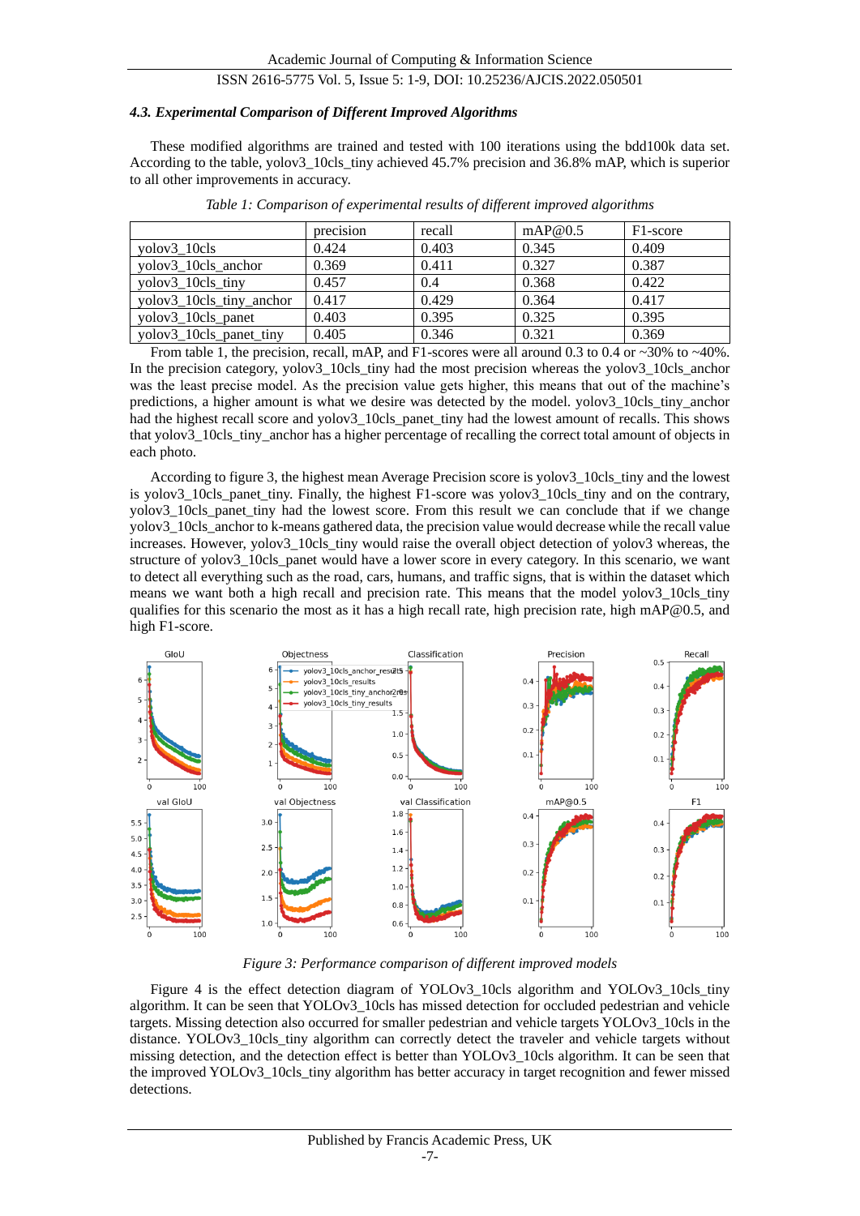#### *4.3. Experimental Comparison of Different Improved Algorithms*

These modified algorithms are trained and tested with 100 iterations using the bdd100k data set. According to the table, yolov3_10cls_tiny achieved 45.7% precision and 36.8% mAP, which is superior to all other improvements in accuracy.

*Table 1: Comparison of experimental results of different improved algorithms*

| | precision | recall | mAP@0.5 | F1-score |
|---|---|---|---|---|
| yolov3_10cls | 0.424 | 0.403 | 0.345 | 0.409 |
| yolov3_10cls_anchor | 0.369 | 0.411 | 0.327 | 0.387 |
| yolov3_10cls_tiny | 0.457 | 0.4 | 0.368 | 0.422 |
| yolov3_10cls_tiny_anchor | 0.417 | 0.429 | 0.364 | 0.417 |
| yolov3_10cls_panet | 0.403 | 0.395 | 0.325 | 0.395 |
| yolov3_10cls_panet_tiny | 0.405 | 0.346 | 0.321 | 0.369 |

From table 1, the precision, recall, mAP, and F1-scores were all around 0.3 to 0.4 or ~30% to ~40%. In the precision category, yolov3_10cls_tiny had the most precision whereas the yolov3_10cls_anchor was the least precise model. As the precision value gets higher, this means that out of the machine's predictions, a higher amount is what we desire was detected by the model. yolov3_10cls_tiny_anchor had the highest recall score and yolov3_10cls_panet_tiny had the lowest amount of recalls. This shows that yolov3_10cls_tiny_anchor has a higher percentage of recalling the correct total amount of objects in each photo.

According to figure 3, the highest mean Average Precision score is yolov3_10cls_tiny and the lowest is yolov3_10cls_panet_tiny. Finally, the highest F1-score was yolov3_10cls_tiny and on the contrary, yolov3_10cls_panet_tiny had the lowest score. From this result we can conclude that if we change yolov3_10cls_anchor to k-means gathered data, the precision value would decrease while the recall value increases. However, yolov3_10cls_tiny would raise the overall object detection of yolov3 whereas, the structure of yolov3_10cls_panet would have a lower score in every category. In this scenario, we want to detect all everything such as the road, cars, humans, and traffic signs, that is within the dataset which means we want both a high recall and precision rate. This means that the model yolov3_10cls_tiny qualifies for this scenario the most as it has a high recall rate, high precision rate, high mAP@0.5, and high F1-score.

*Figure 3: Performance comparison of different improved models*

Figure 4 is the effect detection diagram of YOLOv3_10cls algorithm and YOLOv3_10cls_tiny algorithm. It can be seen that YOLOv3_10cls has missed detection for occluded pedestrian and vehicle targets. Missing detection also occurred for smaller pedestrian and vehicle targets YOLOv3_10cls in the distance. YOLOv3_10cls_tiny algorithm can correctly detect the traveler and vehicle targets without missing detection, and the detection effect is better than YOLOv3_10cls algorithm. It can be seen that the improved YOLOv3_10cls_tiny algorithm has better accuracy in target recognition and fewer missed detections.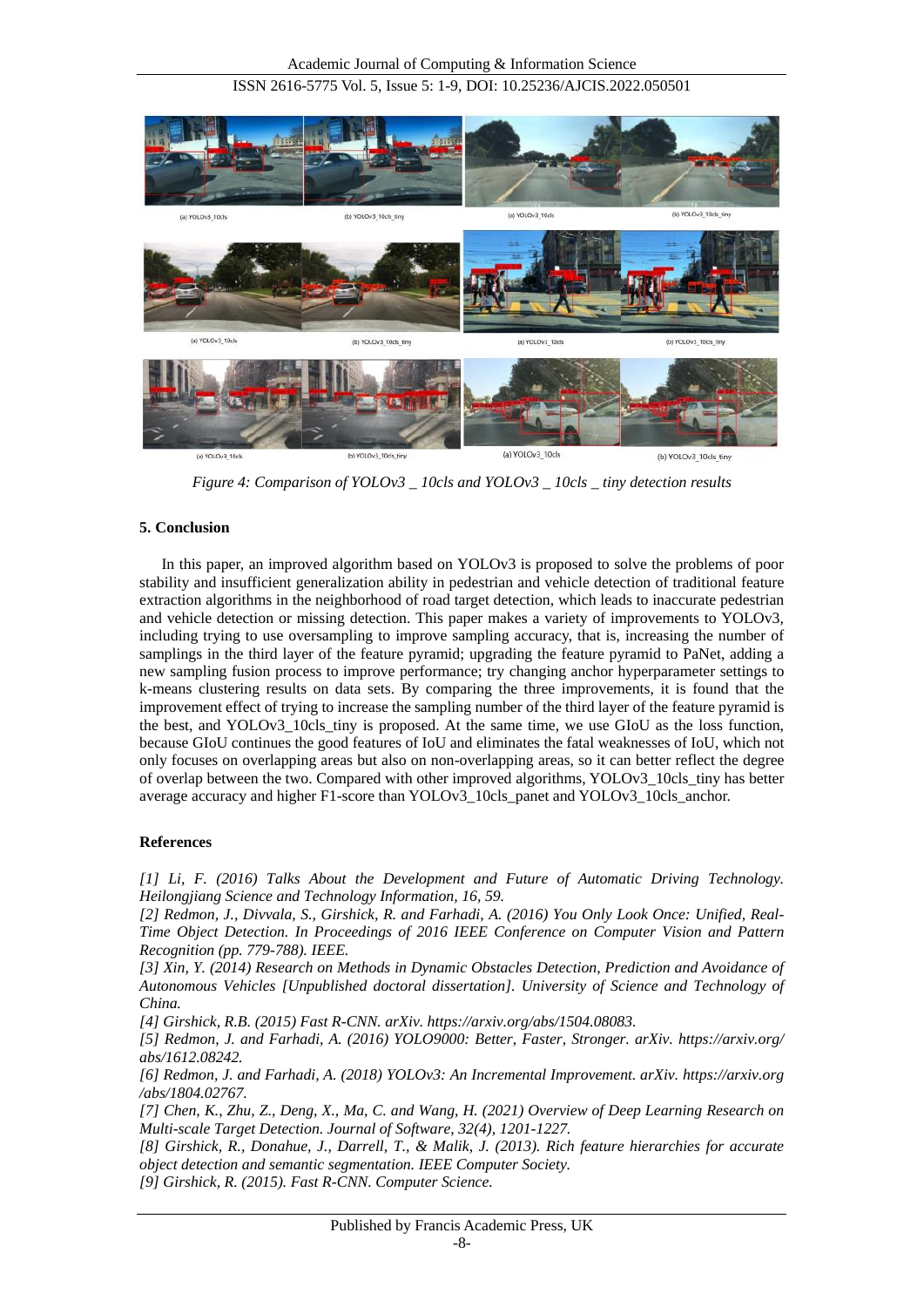Figure 4: Comparison of YOLOv3 _ 10cls and YOLOv3 _ 10cls _ tiny detection results

## 5. Conclusion

In this paper, an improved algorithm based on YOLOv3 is proposed to solve the problems of poor stability and insufficient generalization ability in pedestrian and vehicle detection of traditional feature extraction algorithms in the neighborhood of road target detection, which leads to inaccurate pedestrian and vehicle detection or missing detection. This paper makes a variety of improvements to YOLOv3, including trying to use oversampling to improve sampling accuracy, that is, increasing the number of samplings in the third layer of the feature pyramid; upgrading the feature pyramid to PaNet, adding a new sampling fusion process to improve performance; try changing anchor hyperparameter settings to k-means clustering results on data sets. By comparing the three improvements, it is found that the improvement effect of trying to increase the sampling number of the third layer of the feature pyramid is the best, and YOLOv3_10cls_tiny is proposed. At the same time, we use GIoU as the loss function, because GIoU continues the good features of IoU and eliminates the fatal weaknesses of IoU, which not only focuses on overlapping areas but also on non-overlapping areas, so it can better reflect the degree of overlap between the two. Compared with other improved algorithms, YOLOv3_10cls_tiny has better average accuracy and higher F1-score than YOLOv3_10cls_panet and YOLOv3_10cls_anchor.

## References

*[1] Li, F. (2016) Talks About the Development and Future of Automatic Driving Technology. Heilongjiang Science and Technology Information, 16, 59.*

*[2] Redmon, J., Divvala, S., Girshick, R. and Farhadi, A. (2016) You Only Look Once: Unified, Real-Time Object Detection. In Proceedings of 2016 IEEE Conference on Computer Vision and Pattern Recognition (pp. 779-788). IEEE.*

*[3] Xin, Y. (2014) Research on Methods in Dynamic Obstacles Detection, Prediction and Avoidance of Autonomous Vehicles [Unpublished doctoral dissertation]. University of Science and Technology of China.*

*[4] Girshick, R.B. (2015) Fast R-CNN. arXiv. https://arxiv.org/abs/1504.08083.*

*[5] Redmon, J. and Farhadi, A. (2016) YOLO9000: Better, Faster, Stronger. arXiv. https://arxiv.org/abs/1612.08242.*

*[6] Redmon, J. and Farhadi, A. (2018) YOLOv3: An Incremental Improvement. arXiv. https://arxiv.org/abs/1804.02767.*

*[7] Chen, K., Zhu, Z., Deng, X., Ma, C. and Wang, H. (2021) Overview of Deep Learning Research on Multi-scale Target Detection. Journal of Software, 32(4), 1201-1227.*

*[8] Girshick, R., Donahue, J., Darrell, T., & Malik, J. (2013). Rich feature hierarchies for accurate object detection and semantic segmentation. IEEE Computer Society.*

*[9] Girshick, R. (2015). Fast R-CNN. Computer Science.*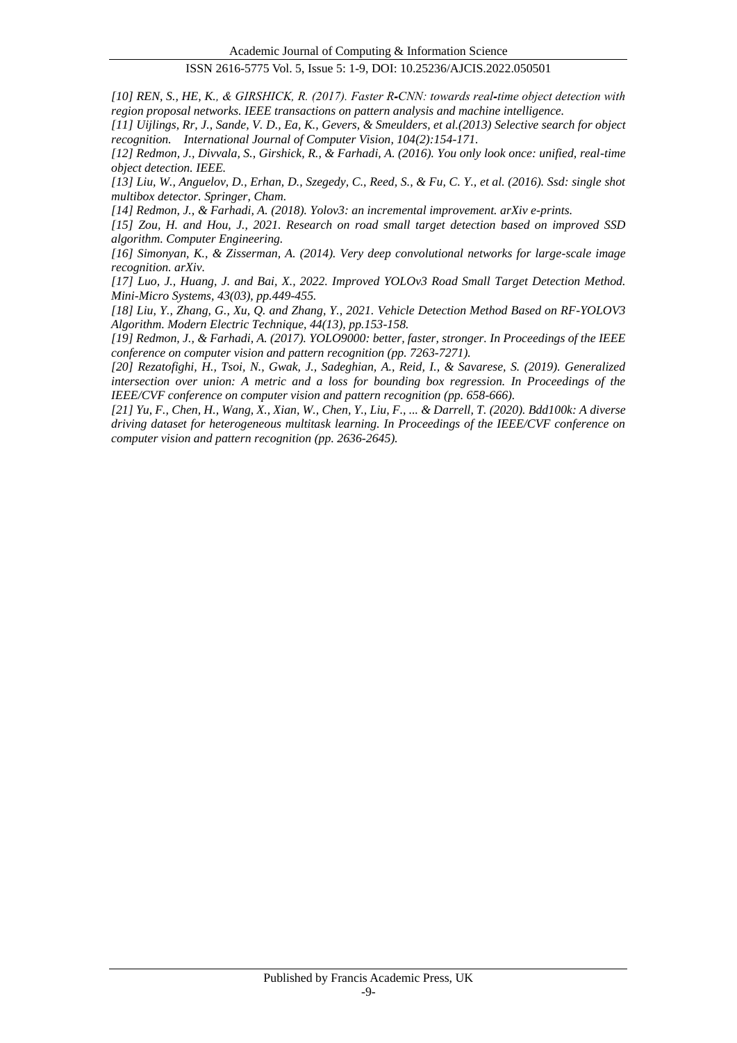*[10] REN, S., HE, K., & GIRSHICK, R. (2017). Faster R-CNN: towards real-time object detection with region proposal networks. IEEE transactions on pattern analysis and machine intelligence.*

*[11] Uijlings, Rr, J., Sande, V. D., Ea, K., Gevers, & Smeulders, et al.(2013) Selective search for object recognition. International Journal of Computer Vision, 104(2):154-171.*

*[12] Redmon, J., Divvala, S., Girshick, R., & Farhadi, A. (2016). You only look once: unified, real-time object detection. IEEE.*

*[13] Liu, W., Anguelov, D., Erhan, D., Szegedy, C., Reed, S., & Fu, C. Y., et al. (2016). Ssd: single shot multibox detector. Springer, Cham.*

*[14] Redmon, J., & Farhadi, A. (2018). Yolov3: an incremental improvement. arXiv e-prints.*

*[15] Zou, H. and Hou, J., 2021. Research on road small target detection based on improved SSD algorithm. Computer Engineering.*

*[16] Simonyan, K., & Zisserman, A. (2014). Very deep convolutional networks for large-scale image recognition. arXiv.*

*[17] Luo, J., Huang, J. and Bai, X., 2022. Improved YOLOv3 Road Small Target Detection Method. Mini-Micro Systems, 43(03), pp.449-455.*

*[18] Liu, Y., Zhang, G., Xu, Q. and Zhang, Y., 2021. Vehicle Detection Method Based on RF-YOLOV3 Algorithm. Modern Electric Technique, 44(13), pp.153-158.*

*[19] Redmon, J., & Farhadi, A. (2017). YOLO9000: better, faster, stronger. In Proceedings of the IEEE conference on computer vision and pattern recognition (pp. 7263-7271).*

*[20] Rezatofighi, H., Tsoi, N., Gwak, J., Sadeghian, A., Reid, I., & Savarese, S. (2019). Generalized intersection over union: A metric and a loss for bounding box regression. In Proceedings of the IEEE/CVF conference on computer vision and pattern recognition (pp. 658-666).*

*[21] Yu, F., Chen, H., Wang, X., Xian, W., Chen, Y., Liu, F., ... & Darrell, T. (2020). Bdd100k: A diverse driving dataset for heterogeneous multitask learning. In Proceedings of the IEEE/CVF conference on computer vision and pattern recognition (pp. 2636-2645).*